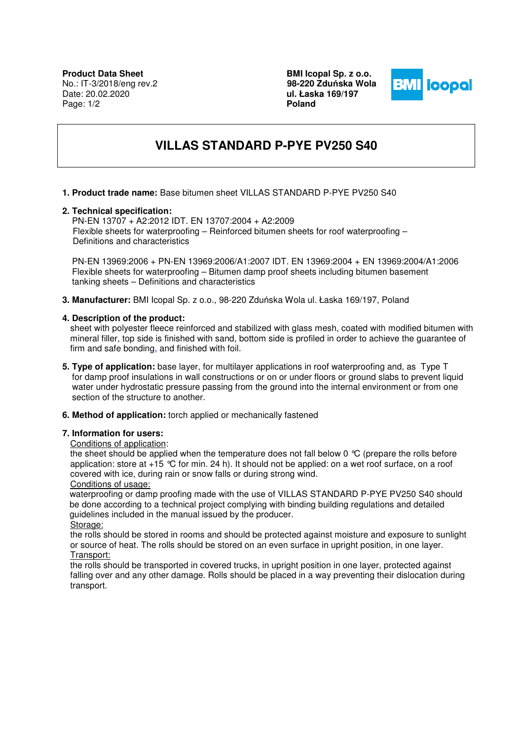**Product Data Sheet**
No.: IT-3/2018/eng rev.2
Date: 20.02.2020

**BMI Icopal Sp. z o.o.**
**98-220 Zduńska Wola**
**ul. Łaska 169/197**
**Poland**

# VILLAS STANDARD P-PYE PV250 S40

**1. Product trade name:** Base bitumen sheet VILLAS STANDARD P-PYE PV250 S40

**2. Technical specification:**
PN-EN 13707 + A2:2012 IDT. EN 13707:2004 + A2:2009
Flexible sheets for waterproofing – Reinforced bitumen sheets for roof waterproofing – Definitions and characteristics

PN-EN 13969:2006 + PN-EN 13969:2006/A1:2007 IDT. EN 13969:2004 + EN 13969:2004/A1:2006
Flexible sheets for waterproofing – Bitumen damp proof sheets including bitumen basement tanking sheets – Definitions and characteristics

**3. Manufacturer:** BMI Icopal Sp. z o.o., 98-220 Zduńska Wola ul. Łaska 169/197, Poland

**4. Description of the product:**
sheet with polyester fleece reinforced and stabilized with glass mesh, coated with modified bitumen with mineral filler, top side is finished with sand, bottom side is profiled in order to achieve the guarantee of firm and safe bonding, and finished with foil.

**5. Type of application:** base layer, for multilayer applications in roof waterproofing and, as Type T for damp proof insulations in wall constructions or on or under floors or ground slabs to prevent liquid water under hydrostatic pressure passing from the ground into the internal environment or from one section of the structure to another.

**6. Method of application:** torch applied or mechanically fastened

**7. Information for users:**

Conditions of application:
the sheet should be applied when the temperature does not fall below 0 ℃ (prepare the rolls before application: store at +15 ℃ for min. 24 h). It should not be applied: on a wet roof surface, on a roof covered with ice, during rain or snow falls or during strong wind.

Conditions of usage:
waterproofing or damp proofing made with the use of VILLAS STANDARD P-PYE PV250 S40 should be done according to a technical project complying with binding building regulations and detailed guidelines included in the manual issued by the producer.

Storage:
the rolls should be stored in rooms and should be protected against moisture and exposure to sunlight or source of heat. The rolls should be stored on an even surface in upright position, in one layer.

Transport:
the rolls should be transported in covered trucks, in upright position in one layer, protected against falling over and any other damage. Rolls should be placed in a way preventing their dislocation during transport.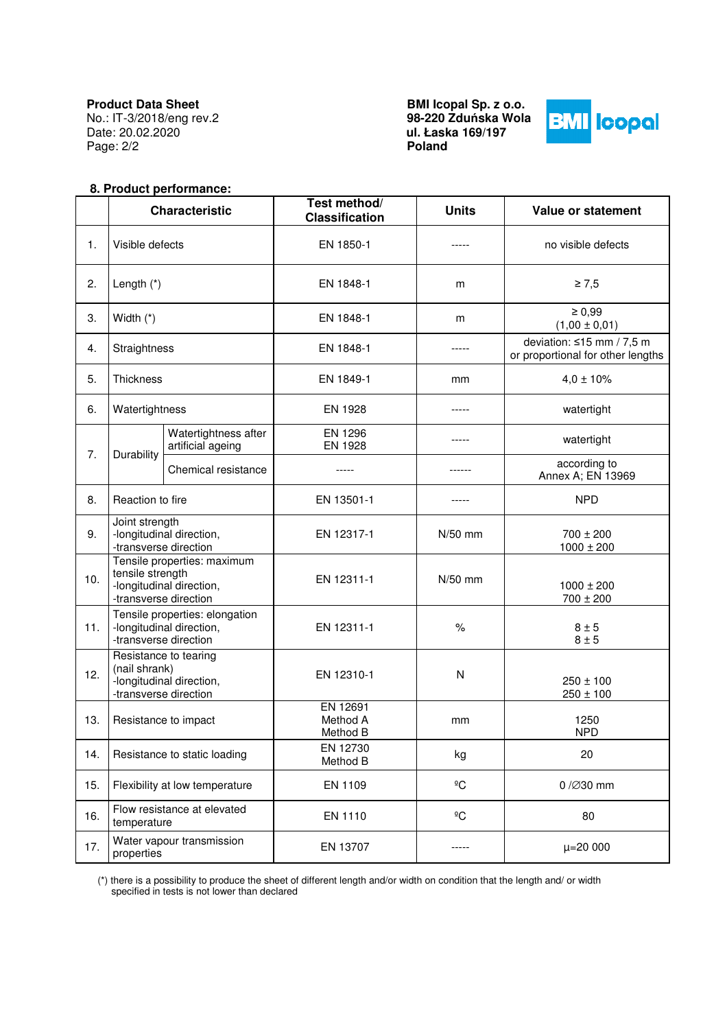**Product Data Sheet**
No.: IT-3/2018/eng rev.2
Date: 20.02.2020

**BMI Icopal Sp. z o.o.**
**98-220 Zduńska Wola**
**ul. Łaska 169/197**
**Poland**

### 8. Product performance:

| | Characteristic | | Test method/ Classification | Units | Value or statement |
|---|---|---|---|---|---|
| 1. | Visible defects | | EN 1850-1 | ----- | no visible defects |
| 2. | Length (*) | | EN 1848-1 | m | ≥ 7,5 |
| 3. | Width (*) | | EN 1848-1 | m | ≥ 0,99 (1,00 ± 0,01) |
| 4. | Straightness | | EN 1848-1 | ----- | deviation: ≤15 mm / 7,5 m or proportional for other lengths |
| 5. | Thickness | | EN 1849-1 | mm | 4,0 ± 10% |
| 6. | Watertightness | | EN 1928 | ----- | watertight |
| 7. | Durability | Watertightness after artificial ageing | EN 1296 EN 1928 | ----- | watertight |
| | | Chemical resistance | ----- | ------ | according to Annex A; EN 13969 |
| 8. | Reaction to fire | | EN 13501-1 | ----- | NPD |
| 9. | Joint strength -longitudinal direction, -transverse direction | | EN 12317-1 | N/50 mm | 700 ± 200 1000 ± 200 |
| 10. | Tensile properties: maximum tensile strength -longitudinal direction, -transverse direction | | EN 12311-1 | N/50 mm | 1000 ± 200 700 ± 200 |
| 11. | Tensile properties: elongation -longitudinal direction, -transverse direction | | EN 12311-1 | % | 8 ± 5 8 ± 5 |
| 12. | Resistance to tearing (nail shrank) -longitudinal direction, -transverse direction | | EN 12310-1 | N | 250 ± 100 250 ± 100 |
| 13. | Resistance to impact | | EN 12691 Method A Method B | mm | 1250 NPD |
| 14. | Resistance to static loading | | EN 12730 Method B | kg | 20 |
| 15. | Flexibility at low temperature | | EN 1109 | ºC | 0 /∅30 mm |
| 16. | Flow resistance at elevated temperature | | EN 1110 | ºC | 80 |
| 17. | Water vapour transmission properties | | EN 13707 | ----- | μ=20 000 |

(*) there is a possibility to produce the sheet of different length and/or width on condition that the length and/ or width specified in tests is not lower than declared